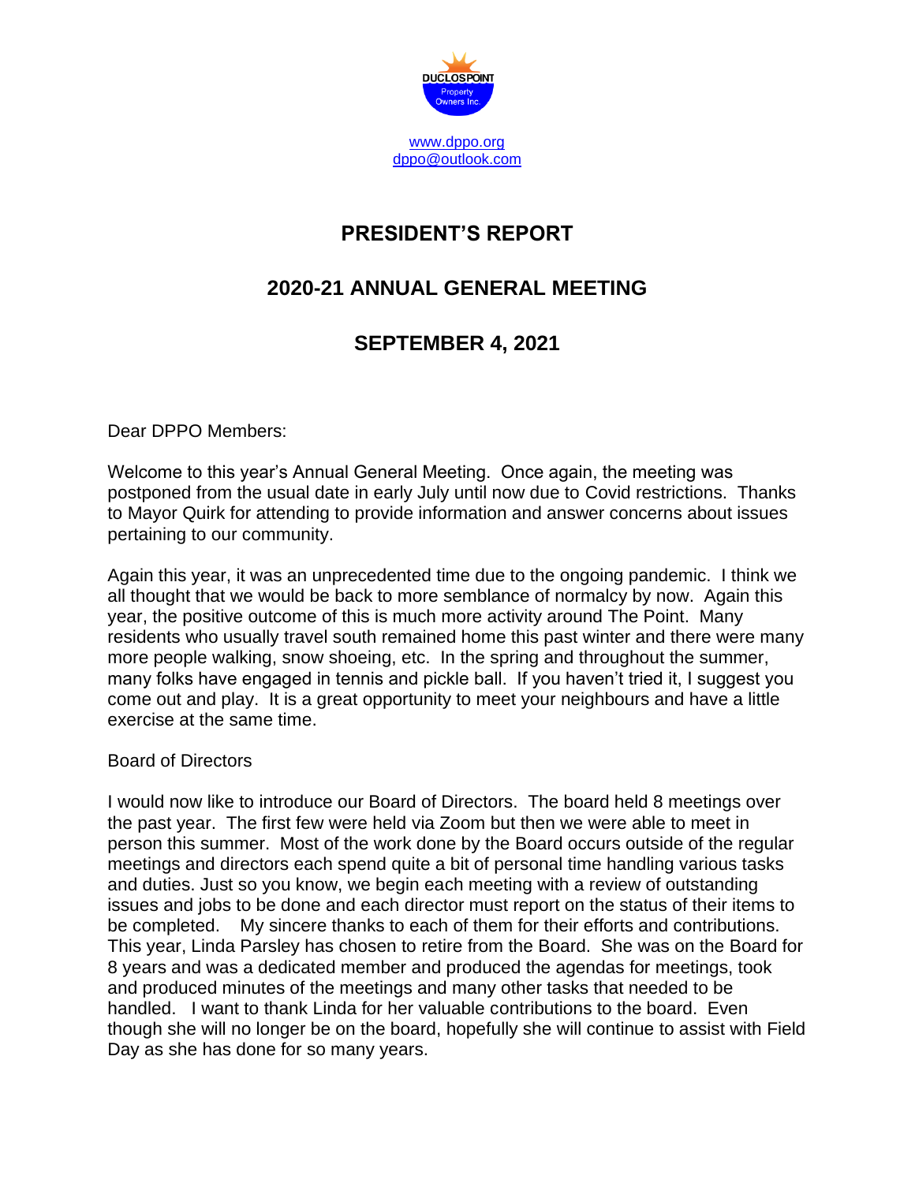DUCLOS POINT Property Owners Inc.

www.dppo.org
dppo@outlook.com

# PRESIDENT'S REPORT

## 2020-21 ANNUAL GENERAL MEETING

## SEPTEMBER 4, 2021

Dear DPPO Members:

Welcome to this year's Annual General Meeting. Once again, the meeting was postponed from the usual date in early July until now due to Covid restrictions. Thanks to Mayor Quirk for attending to provide information and answer concerns about issues pertaining to our community.

Again this year, it was an unprecedented time due to the ongoing pandemic. I think we all thought that we would be back to more semblance of normalcy by now. Again this year, the positive outcome of this is much more activity around The Point. Many residents who usually travel south remained home this past winter and there were many more people walking, snow shoeing, etc. In the spring and throughout the summer, many folks have engaged in tennis and pickle ball. If you haven't tried it, I suggest you come out and play. It is a great opportunity to meet your neighbours and have a little exercise at the same time.

Board of Directors

I would now like to introduce our Board of Directors. The board held 8 meetings over the past year. The first few were held via Zoom but then we were able to meet in person this summer. Most of the work done by the Board occurs outside of the regular meetings and directors each spend quite a bit of personal time handling various tasks and duties. Just so you know, we begin each meeting with a review of outstanding issues and jobs to be done and each director must report on the status of their items to be completed. My sincere thanks to each of them for their efforts and contributions. This year, Linda Parsley has chosen to retire from the Board. She was on the Board for 8 years and was a dedicated member and produced the agendas for meetings, took and produced minutes of the meetings and many other tasks that needed to be handled. I want to thank Linda for her valuable contributions to the board. Even though she will no longer be on the board, hopefully she will continue to assist with Field Day as she has done for so many years.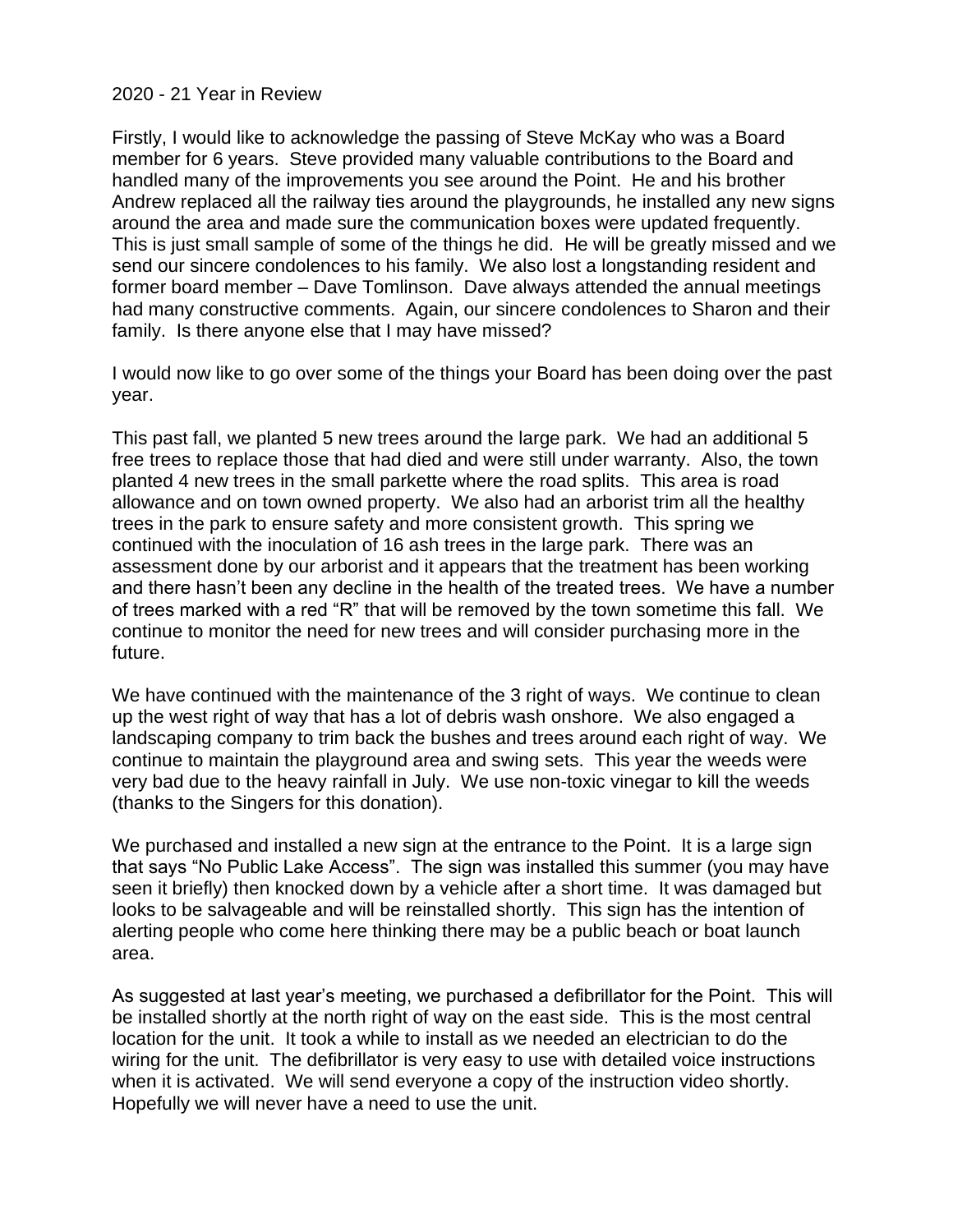2020 - 21 Year in Review

Firstly, I would like to acknowledge the passing of Steve McKay who was a Board member for 6 years. Steve provided many valuable contributions to the Board and handled many of the improvements you see around the Point. He and his brother Andrew replaced all the railway ties around the playgrounds, he installed any new signs around the area and made sure the communication boxes were updated frequently. This is just small sample of some of the things he did. He will be greatly missed and we send our sincere condolences to his family. We also lost a longstanding resident and former board member – Dave Tomlinson. Dave always attended the annual meetings had many constructive comments. Again, our sincere condolences to Sharon and their family. Is there anyone else that I may have missed?

I would now like to go over some of the things your Board has been doing over the past year.

This past fall, we planted 5 new trees around the large park. We had an additional 5 free trees to replace those that had died and were still under warranty. Also, the town planted 4 new trees in the small parkette where the road splits. This area is road allowance and on town owned property. We also had an arborist trim all the healthy trees in the park to ensure safety and more consistent growth. This spring we continued with the inoculation of 16 ash trees in the large park. There was an assessment done by our arborist and it appears that the treatment has been working and there hasn't been any decline in the health of the treated trees. We have a number of trees marked with a red "R" that will be removed by the town sometime this fall. We continue to monitor the need for new trees and will consider purchasing more in the future.

We have continued with the maintenance of the 3 right of ways. We continue to clean up the west right of way that has a lot of debris wash onshore. We also engaged a landscaping company to trim back the bushes and trees around each right of way. We continue to maintain the playground area and swing sets. This year the weeds were very bad due to the heavy rainfall in July. We use non-toxic vinegar to kill the weeds (thanks to the Singers for this donation).

We purchased and installed a new sign at the entrance to the Point. It is a large sign that says "No Public Lake Access". The sign was installed this summer (you may have seen it briefly) then knocked down by a vehicle after a short time. It was damaged but looks to be salvageable and will be reinstalled shortly. This sign has the intention of alerting people who come here thinking there may be a public beach or boat launch area.

As suggested at last year's meeting, we purchased a defibrillator for the Point. This will be installed shortly at the north right of way on the east side. This is the most central location for the unit. It took a while to install as we needed an electrician to do the wiring for the unit. The defibrillator is very easy to use with detailed voice instructions when it is activated. We will send everyone a copy of the instruction video shortly. Hopefully we will never have a need to use the unit.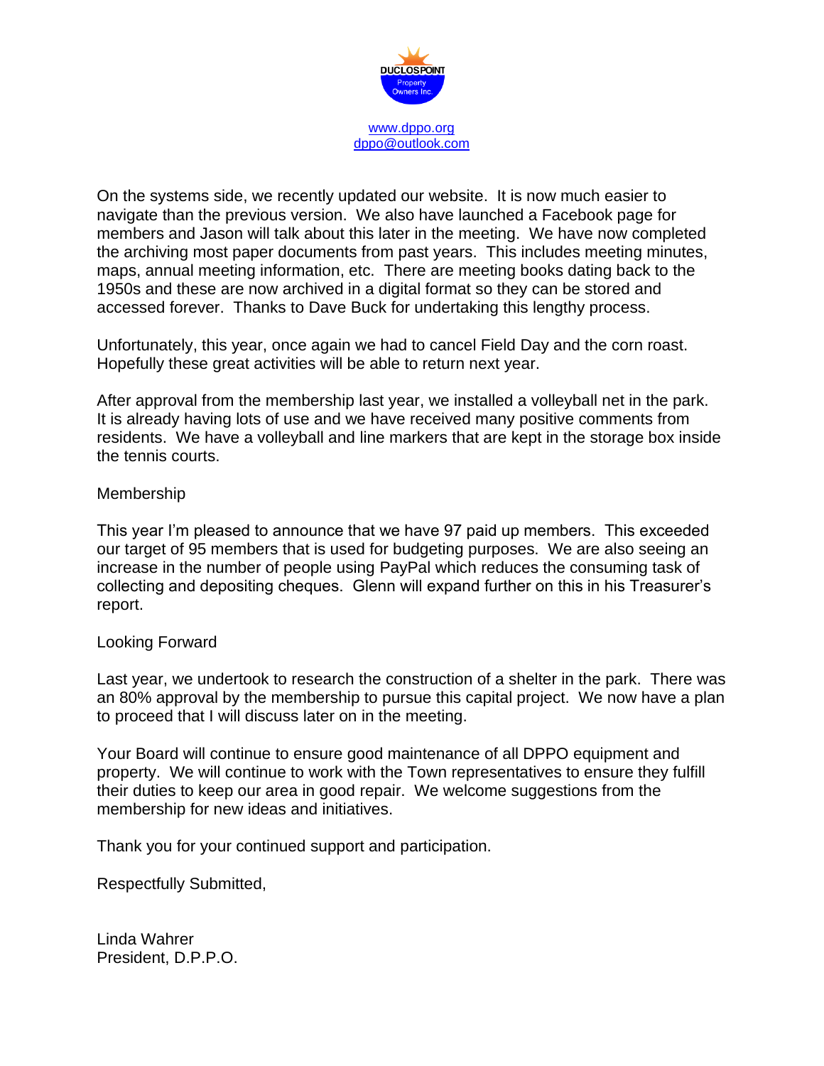DUCLOSPOINT Property Owners Inc.

www.dppo.org
dppo@outlook.com

On the systems side, we recently updated our website. It is now much easier to navigate than the previous version. We also have launched a Facebook page for members and Jason will talk about this later in the meeting. We have now completed the archiving most paper documents from past years. This includes meeting minutes, maps, annual meeting information, etc. There are meeting books dating back to the 1950s and these are now archived in a digital format so they can be stored and accessed forever. Thanks to Dave Buck for undertaking this lengthy process.

Unfortunately, this year, once again we had to cancel Field Day and the corn roast. Hopefully these great activities will be able to return next year.

After approval from the membership last year, we installed a volleyball net in the park. It is already having lots of use and we have received many positive comments from residents. We have a volleyball and line markers that are kept in the storage box inside the tennis courts.

Membership

This year I'm pleased to announce that we have 97 paid up members. This exceeded our target of 95 members that is used for budgeting purposes. We are also seeing an increase in the number of people using PayPal which reduces the consuming task of collecting and depositing cheques. Glenn will expand further on this in his Treasurer's report.

Looking Forward

Last year, we undertook to research the construction of a shelter in the park. There was an 80% approval by the membership to pursue this capital project. We now have a plan to proceed that I will discuss later on in the meeting.

Your Board will continue to ensure good maintenance of all DPPO equipment and property. We will continue to work with the Town representatives to ensure they fulfill their duties to keep our area in good repair. We welcome suggestions from the membership for new ideas and initiatives.

Thank you for your continued support and participation.

Respectfully Submitted,

Linda Wahrer
President, D.P.P.O.